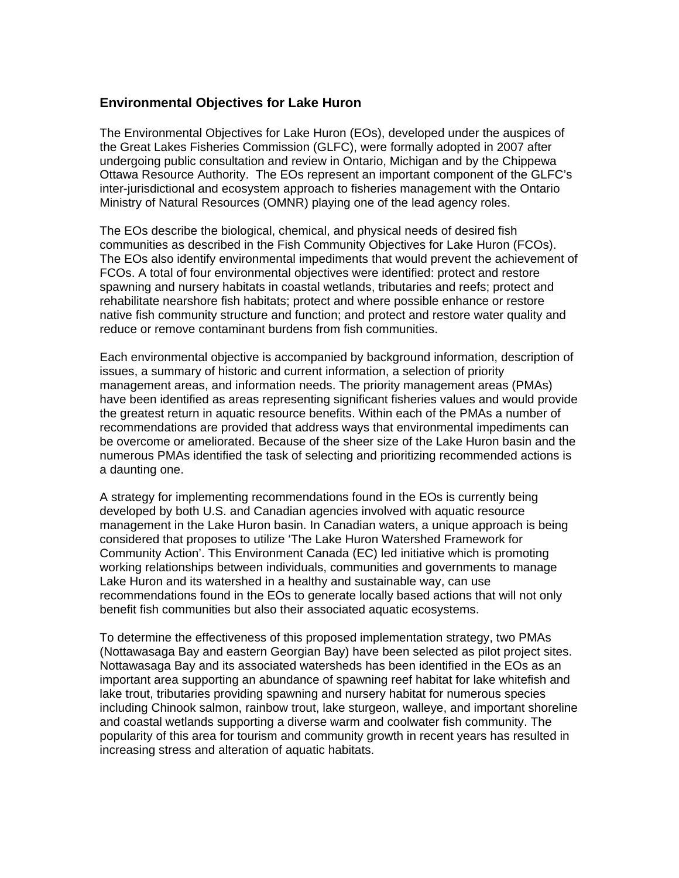## Environmental Objectives for Lake Huron

The Environmental Objectives for Lake Huron (EOs), developed under the auspices of the Great Lakes Fisheries Commission (GLFC), were formally adopted in 2007 after undergoing public consultation and review in Ontario, Michigan and by the Chippewa Ottawa Resource Authority. The EOs represent an important component of the GLFC's inter-jurisdictional and ecosystem approach to fisheries management with the Ontario Ministry of Natural Resources (OMNR) playing one of the lead agency roles.

The EOs describe the biological, chemical, and physical needs of desired fish communities as described in the Fish Community Objectives for Lake Huron (FCOs). The EOs also identify environmental impediments that would prevent the achievement of FCOs. A total of four environmental objectives were identified: protect and restore spawning and nursery habitats in coastal wetlands, tributaries and reefs; protect and rehabilitate nearshore fish habitats; protect and where possible enhance or restore native fish community structure and function; and protect and restore water quality and reduce or remove contaminant burdens from fish communities.

Each environmental objective is accompanied by background information, description of issues, a summary of historic and current information, a selection of priority management areas, and information needs. The priority management areas (PMAs) have been identified as areas representing significant fisheries values and would provide the greatest return in aquatic resource benefits. Within each of the PMAs a number of recommendations are provided that address ways that environmental impediments can be overcome or ameliorated. Because of the sheer size of the Lake Huron basin and the numerous PMAs identified the task of selecting and prioritizing recommended actions is a daunting one.

A strategy for implementing recommendations found in the EOs is currently being developed by both U.S. and Canadian agencies involved with aquatic resource management in the Lake Huron basin. In Canadian waters, a unique approach is being considered that proposes to utilize 'The Lake Huron Watershed Framework for Community Action'. This Environment Canada (EC) led initiative which is promoting working relationships between individuals, communities and governments to manage Lake Huron and its watershed in a healthy and sustainable way, can use recommendations found in the EOs to generate locally based actions that will not only benefit fish communities but also their associated aquatic ecosystems.

To determine the effectiveness of this proposed implementation strategy, two PMAs (Nottawasaga Bay and eastern Georgian Bay) have been selected as pilot project sites. Nottawasaga Bay and its associated watersheds has been identified in the EOs as an important area supporting an abundance of spawning reef habitat for lake whitefish and lake trout, tributaries providing spawning and nursery habitat for numerous species including Chinook salmon, rainbow trout, lake sturgeon, walleye, and important shoreline and coastal wetlands supporting a diverse warm and coolwater fish community. The popularity of this area for tourism and community growth in recent years has resulted in increasing stress and alteration of aquatic habitats.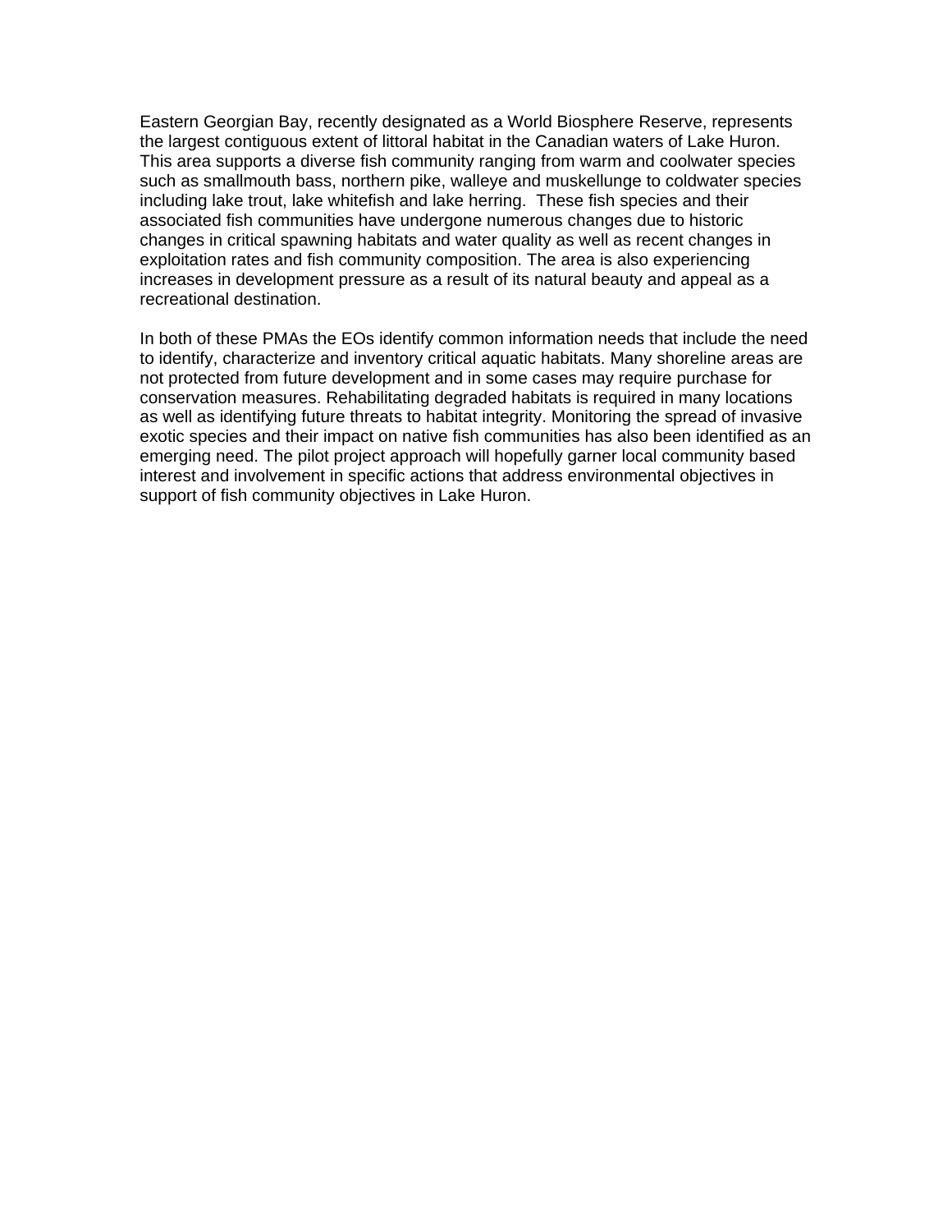Eastern Georgian Bay, recently designated as a World Biosphere Reserve, represents the largest contiguous extent of littoral habitat in the Canadian waters of Lake Huron. This area supports a diverse fish community ranging from warm and coolwater species such as smallmouth bass, northern pike, walleye and muskellunge to coldwater species including lake trout, lake whitefish and lake herring. These fish species and their associated fish communities have undergone numerous changes due to historic changes in critical spawning habitats and water quality as well as recent changes in exploitation rates and fish community composition. The area is also experiencing increases in development pressure as a result of its natural beauty and appeal as a recreational destination.

In both of these PMAs the EOs identify common information needs that include the need to identify, characterize and inventory critical aquatic habitats. Many shoreline areas are not protected from future development and in some cases may require purchase for conservation measures. Rehabilitating degraded habitats is required in many locations as well as identifying future threats to habitat integrity. Monitoring the spread of invasive exotic species and their impact on native fish communities has also been identified as an emerging need. The pilot project approach will hopefully garner local community based interest and involvement in specific actions that address environmental objectives in support of fish community objectives in Lake Huron.